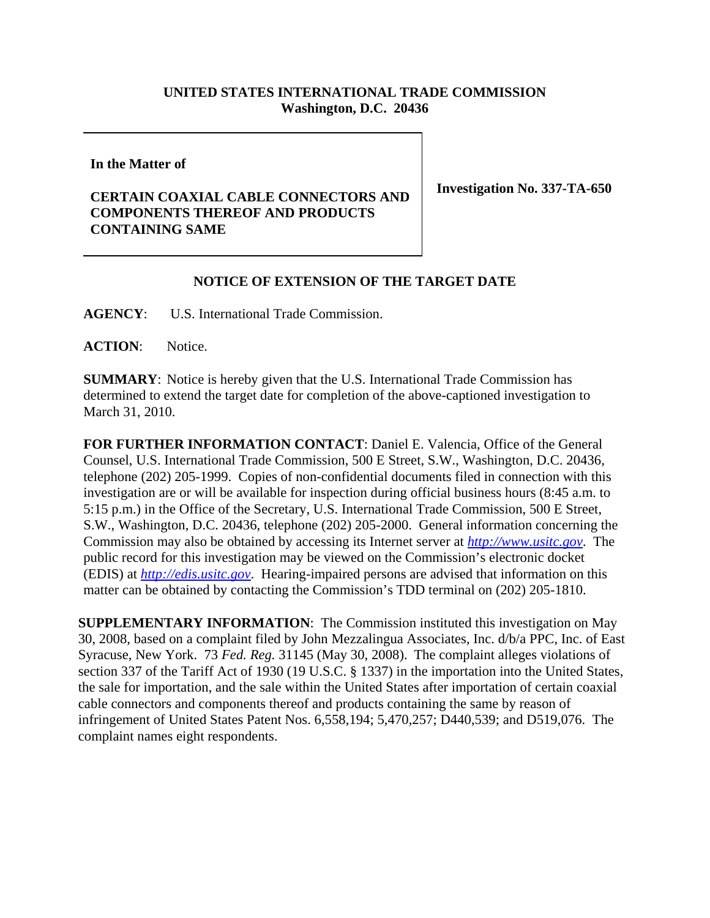**UNITED STATES INTERNATIONAL TRADE COMMISSION**
**Washington, D.C. 20436**

| **In the Matter of**<br><br>**CERTAIN COAXIAL CABLE CONNECTORS AND COMPONENTS THEREOF AND PRODUCTS CONTAINING SAME** | **Investigation No. 337-TA-650** |
|---|---|

## NOTICE OF EXTENSION OF THE TARGET DATE

**AGENCY**: U.S. International Trade Commission.

**ACTION**: Notice.

**SUMMARY**: Notice is hereby given that the U.S. International Trade Commission has determined to extend the target date for completion of the above-captioned investigation to March 31, 2010.

**FOR FURTHER INFORMATION CONTACT**: Daniel E. Valencia, Office of the General Counsel, U.S. International Trade Commission, 500 E Street, S.W., Washington, D.C. 20436, telephone (202) 205-1999. Copies of non-confidential documents filed in connection with this investigation are or will be available for inspection during official business hours (8:45 a.m. to 5:15 p.m.) in the Office of the Secretary, U.S. International Trade Commission, 500 E Street, S.W., Washington, D.C. 20436, telephone (202) 205-2000. General information concerning the Commission may also be obtained by accessing its Internet server at *http://www.usitc.gov*. The public record for this investigation may be viewed on the Commission's electronic docket (EDIS) at *http://edis.usitc.gov*. Hearing-impaired persons are advised that information on this matter can be obtained by contacting the Commission's TDD terminal on (202) 205-1810.

**SUPPLEMENTARY INFORMATION**: The Commission instituted this investigation on May 30, 2008, based on a complaint filed by John Mezzalingua Associates, Inc. d/b/a PPC, Inc. of East Syracuse, New York. 73 *Fed. Reg.* 31145 (May 30, 2008). The complaint alleges violations of section 337 of the Tariff Act of 1930 (19 U.S.C. § 1337) in the importation into the United States, the sale for importation, and the sale within the United States after importation of certain coaxial cable connectors and components thereof and products containing the same by reason of infringement of United States Patent Nos. 6,558,194; 5,470,257; D440,539; and D519,076. The complaint names eight respondents.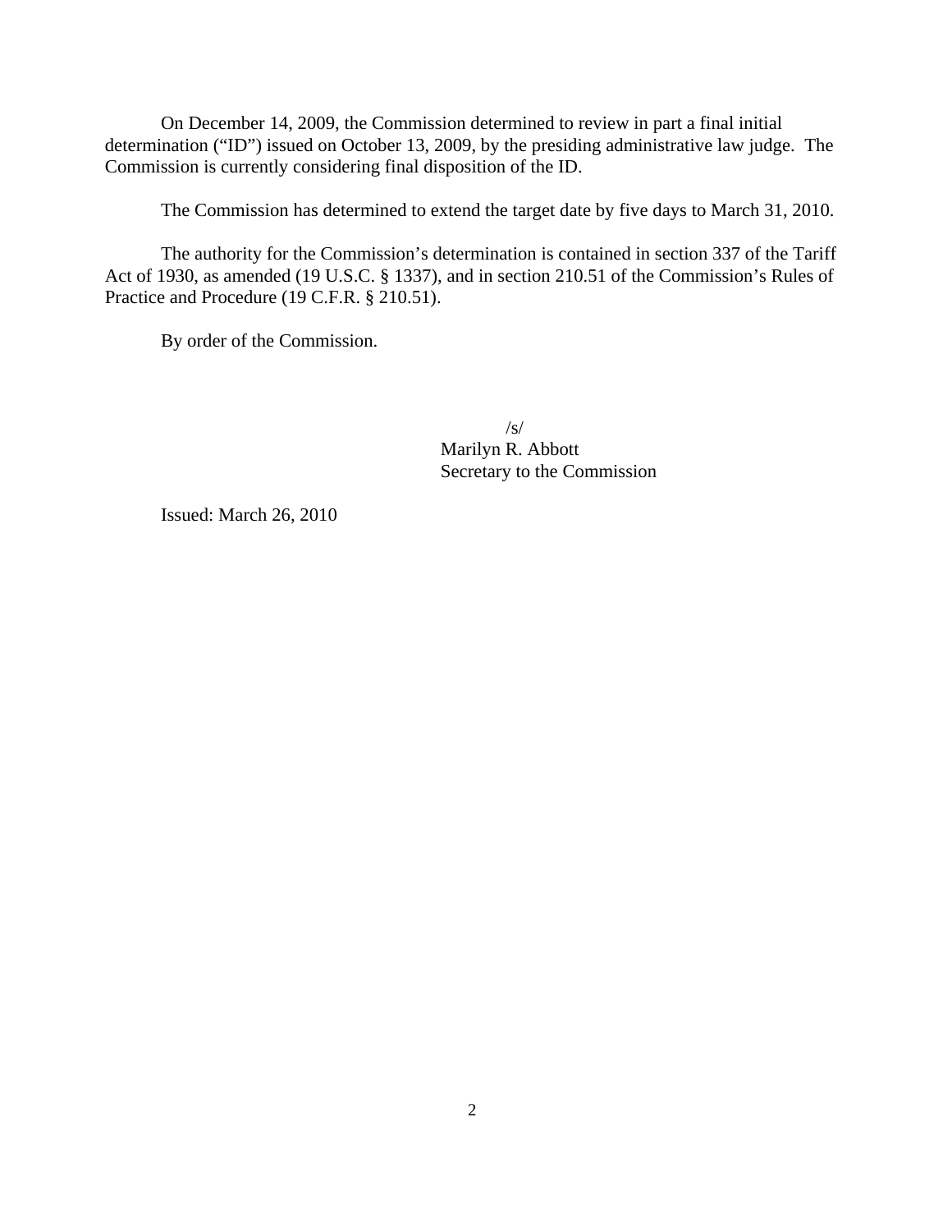On December 14, 2009, the Commission determined to review in part a final initial determination ("ID") issued on October 13, 2009, by the presiding administrative law judge. The Commission is currently considering final disposition of the ID.

The Commission has determined to extend the target date by five days to March 31, 2010.

The authority for the Commission's determination is contained in section 337 of the Tariff Act of 1930, as amended (19 U.S.C. § 1337), and in section 210.51 of the Commission's Rules of Practice and Procedure (19 C.F.R. § 210.51).

By order of the Commission.

/s/
Marilyn R. Abbott
Secretary to the Commission

Issued: March 26, 2010